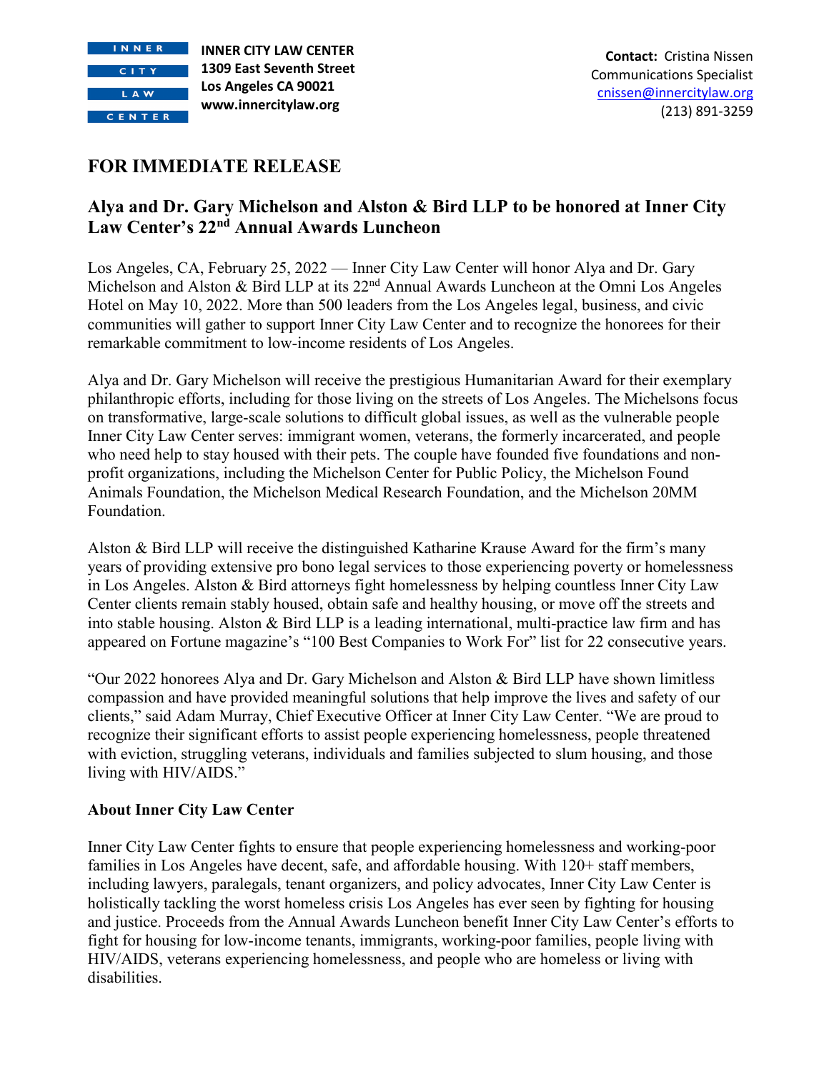INNER CITY LAW CENTER

**INNER CITY LAW CENTER**
**1309 East Seventh Street**
**Los Angeles CA 90021**
**www.innercitylaw.org**

**Contact:** Cristina Nissen
Communications Specialist
cnissen@innercitylaw.org
(213) 891-3259

## FOR IMMEDIATE RELEASE

## Alya and Dr. Gary Michelson and Alston & Bird LLP to be honored at Inner City Law Center's 22nd Annual Awards Luncheon

Los Angeles, CA, February 25, 2022 — Inner City Law Center will honor Alya and Dr. Gary Michelson and Alston & Bird LLP at its 22nd Annual Awards Luncheon at the Omni Los Angeles Hotel on May 10, 2022. More than 500 leaders from the Los Angeles legal, business, and civic communities will gather to support Inner City Law Center and to recognize the honorees for their remarkable commitment to low-income residents of Los Angeles.

Alya and Dr. Gary Michelson will receive the prestigious Humanitarian Award for their exemplary philanthropic efforts, including for those living on the streets of Los Angeles. The Michelsons focus on transformative, large-scale solutions to difficult global issues, as well as the vulnerable people Inner City Law Center serves: immigrant women, veterans, the formerly incarcerated, and people who need help to stay housed with their pets. The couple have founded five foundations and non-profit organizations, including the Michelson Center for Public Policy, the Michelson Found Animals Foundation, the Michelson Medical Research Foundation, and the Michelson 20MM Foundation.

Alston & Bird LLP will receive the distinguished Katharine Krause Award for the firm's many years of providing extensive pro bono legal services to those experiencing poverty or homelessness in Los Angeles. Alston & Bird attorneys fight homelessness by helping countless Inner City Law Center clients remain stably housed, obtain safe and healthy housing, or move off the streets and into stable housing. Alston & Bird LLP is a leading international, multi-practice law firm and has appeared on Fortune magazine's "100 Best Companies to Work For" list for 22 consecutive years.

"Our 2022 honorees Alya and Dr. Gary Michelson and Alston & Bird LLP have shown limitless compassion and have provided meaningful solutions that help improve the lives and safety of our clients," said Adam Murray, Chief Executive Officer at Inner City Law Center. "We are proud to recognize their significant efforts to assist people experiencing homelessness, people threatened with eviction, struggling veterans, individuals and families subjected to slum housing, and those living with HIV/AIDS."

### About Inner City Law Center

Inner City Law Center fights to ensure that people experiencing homelessness and working-poor families in Los Angeles have decent, safe, and affordable housing. With 120+ staff members, including lawyers, paralegals, tenant organizers, and policy advocates, Inner City Law Center is holistically tackling the worst homeless crisis Los Angeles has ever seen by fighting for housing and justice. Proceeds from the Annual Awards Luncheon benefit Inner City Law Center's efforts to fight for housing for low-income tenants, immigrants, working-poor families, people living with HIV/AIDS, veterans experiencing homelessness, and people who are homeless or living with disabilities.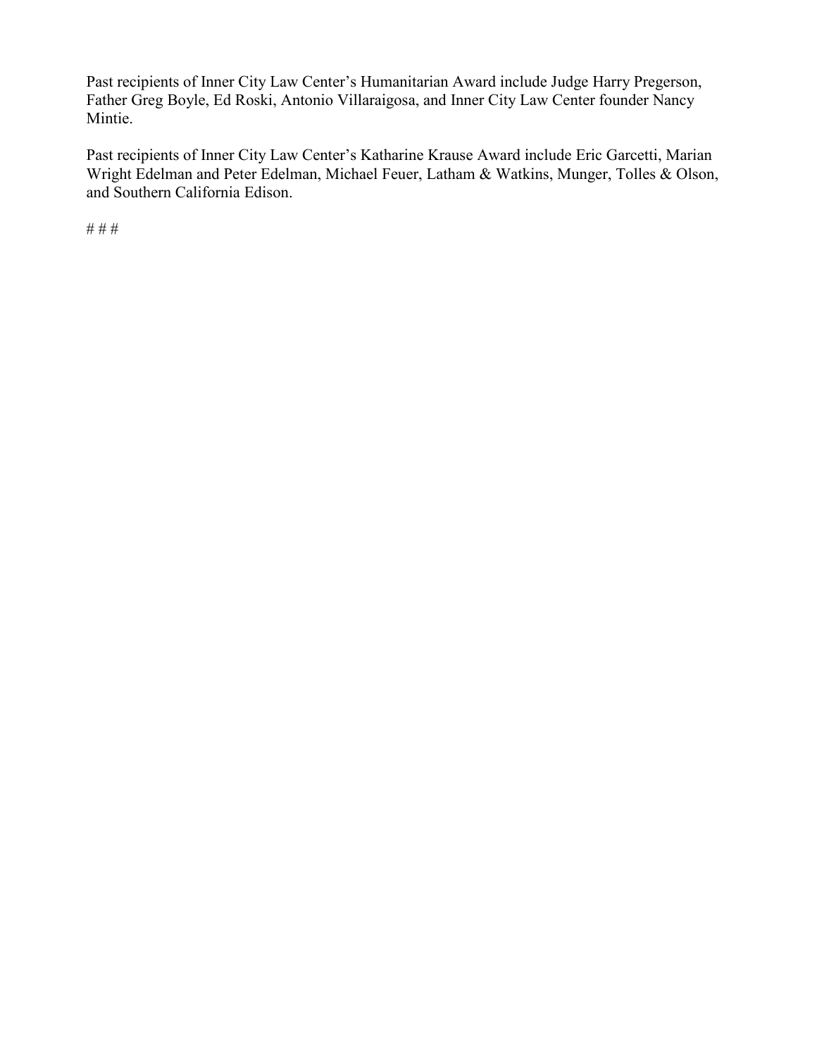Past recipients of Inner City Law Center's Humanitarian Award include Judge Harry Pregerson, Father Greg Boyle, Ed Roski, Antonio Villaraigosa, and Inner City Law Center founder Nancy Mintie.

Past recipients of Inner City Law Center's Katharine Krause Award include Eric Garcetti, Marian Wright Edelman and Peter Edelman, Michael Feuer, Latham & Watkins, Munger, Tolles & Olson, and Southern California Edison.

# # #